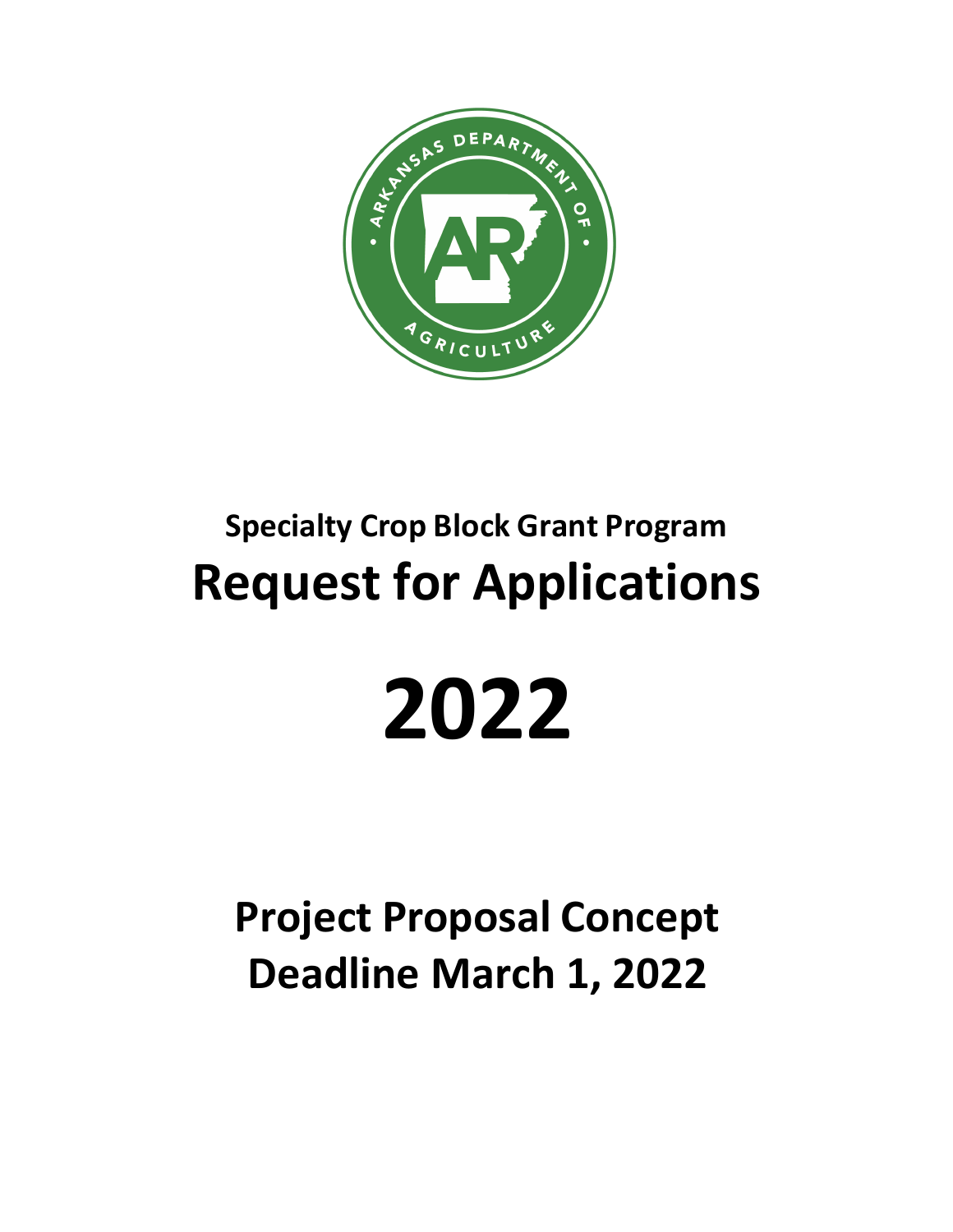**Specialty Crop Block Grant Program**

# Request for Applications

# 2022

## Project Proposal Concept
## Deadline March 1, 2022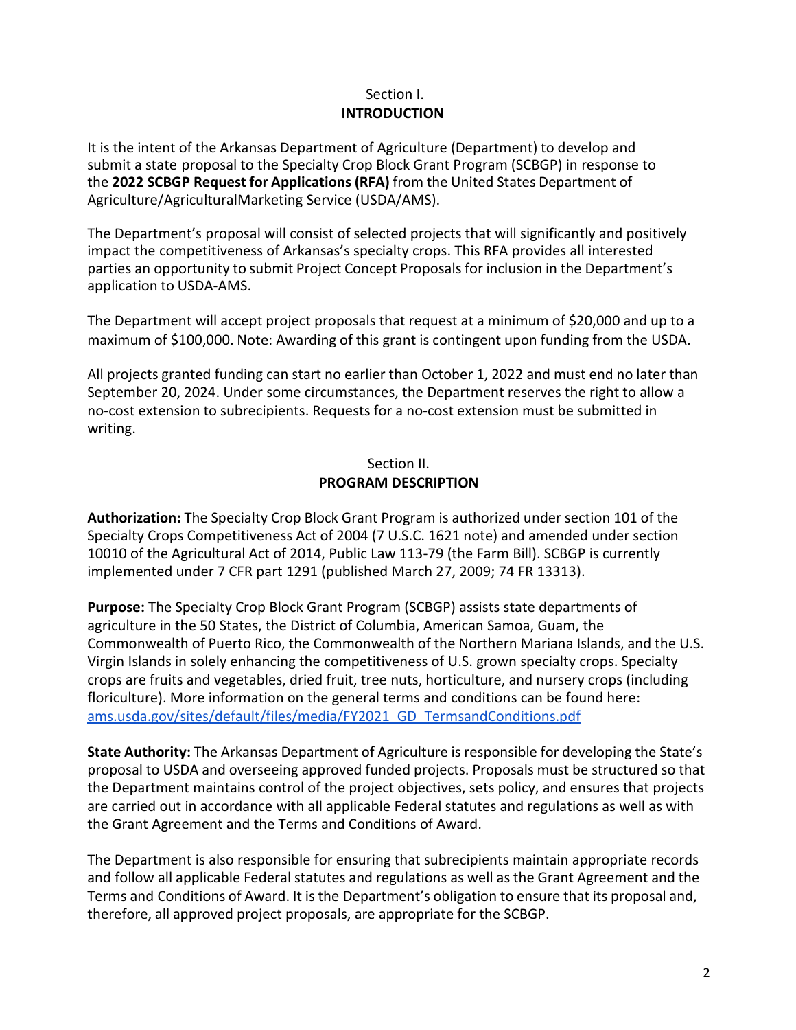## Section I.
## INTRODUCTION

It is the intent of the Arkansas Department of Agriculture (Department) to develop and submit a state proposal to the Specialty Crop Block Grant Program (SCBGP) in response to the **2022 SCBGP Request for Applications (RFA)** from the United States Department of Agriculture/AgriculturalMarketing Service (USDA/AMS).

The Department's proposal will consist of selected projects that will significantly and positively impact the competitiveness of Arkansas's specialty crops. This RFA provides all interested parties an opportunity to submit Project Concept Proposals for inclusion in the Department's application to USDA-AMS.

The Department will accept project proposals that request at a minimum of $20,000 and up to a maximum of $100,000. Note: Awarding of this grant is contingent upon funding from the USDA.

All projects granted funding can start no earlier than October 1, 2022 and must end no later than September 20, 2024. Under some circumstances, the Department reserves the right to allow a no-cost extension to subrecipients. Requests for a no-cost extension must be submitted in writing.

## Section II.
## PROGRAM DESCRIPTION

**Authorization:** The Specialty Crop Block Grant Program is authorized under section 101 of the Specialty Crops Competitiveness Act of 2004 (7 U.S.C. 1621 note) and amended under section 10010 of the Agricultural Act of 2014, Public Law 113-79 (the Farm Bill). SCBGP is currently implemented under 7 CFR part 1291 (published March 27, 2009; 74 FR 13313).

**Purpose:** The Specialty Crop Block Grant Program (SCBGP) assists state departments of agriculture in the 50 States, the District of Columbia, American Samoa, Guam, the Commonwealth of Puerto Rico, the Commonwealth of the Northern Mariana Islands, and the U.S. Virgin Islands in solely enhancing the competitiveness of U.S. grown specialty crops. Specialty crops are fruits and vegetables, dried fruit, tree nuts, horticulture, and nursery crops (including floriculture). More information on the general terms and conditions can be found here: [ams.usda.gov/sites/default/files/media/FY2021_GD_TermsandConditions.pdf](ams.usda.gov/sites/default/files/media/FY2021_GD_TermsandConditions.pdf)

**State Authority:** The Arkansas Department of Agriculture is responsible for developing the State's proposal to USDA and overseeing approved funded projects. Proposals must be structured so that the Department maintains control of the project objectives, sets policy, and ensures that projects are carried out in accordance with all applicable Federal statutes and regulations as well as with the Grant Agreement and the Terms and Conditions of Award.

The Department is also responsible for ensuring that subrecipients maintain appropriate records and follow all applicable Federal statutes and regulations as well as the Grant Agreement and the Terms and Conditions of Award. It is the Department's obligation to ensure that its proposal and, therefore, all approved project proposals, are appropriate for the SCBGP.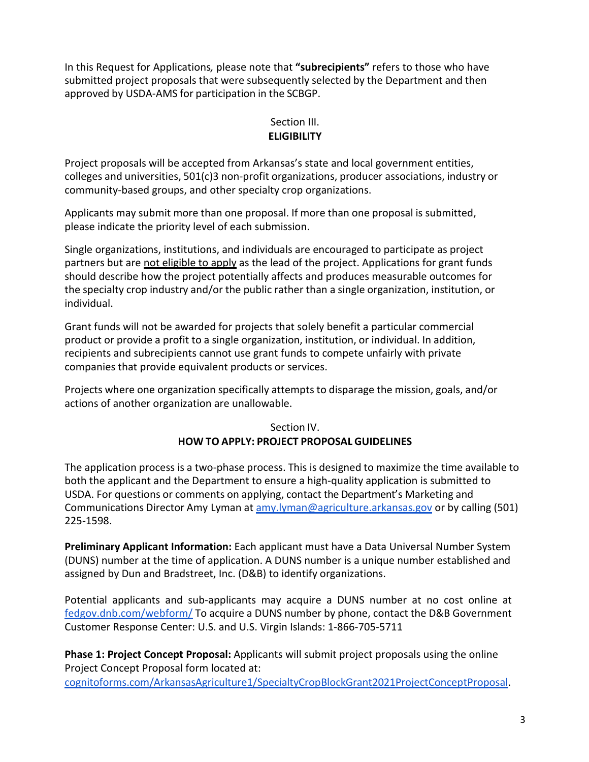In this Request for Applications, please note that **"subrecipients"** refers to those who have submitted project proposals that were subsequently selected by the Department and then approved by USDA-AMS for participation in the SCBGP.

## Section III.
## ELIGIBILITY

Project proposals will be accepted from Arkansas's state and local government entities, colleges and universities, 501(c)3 non-profit organizations, producer associations, industry or community-based groups, and other specialty crop organizations.

Applicants may submit more than one proposal. If more than one proposal is submitted, please indicate the priority level of each submission.

Single organizations, institutions, and individuals are encouraged to participate as project partners but are <u>not eligible to apply</u> as the lead of the project. Applications for grant funds should describe how the project potentially affects and produces measurable outcomes for the specialty crop industry and/or the public rather than a single organization, institution, or individual.

Grant funds will not be awarded for projects that solely benefit a particular commercial product or provide a profit to a single organization, institution, or individual. In addition, recipients and subrecipients cannot use grant funds to compete unfairly with private companies that provide equivalent products or services.

Projects where one organization specifically attempts to disparage the mission, goals, and/or actions of another organization are unallowable.

## Section IV.
## HOW TO APPLY: PROJECT PROPOSAL GUIDELINES

The application process is a two-phase process. This is designed to maximize the time available to both the applicant and the Department to ensure a high-quality application is submitted to USDA. For questions or comments on applying, contact the Department's Marketing and Communications Director Amy Lyman at amy.lyman@agriculture.arkansas.gov or by calling (501) 225-1598.

**Preliminary Applicant Information:** Each applicant must have a Data Universal Number System (DUNS) number at the time of application. A DUNS number is a unique number established and assigned by Dun and Bradstreet, Inc. (D&B) to identify organizations.

Potential applicants and sub-applicants may acquire a DUNS number at no cost online at fedgov.dnb.com/webform/ To acquire a DUNS number by phone, contact the D&B Government Customer Response Center: U.S. and U.S. Virgin Islands: 1-866-705-5711

**Phase 1: Project Concept Proposal:** Applicants will submit project proposals using the online Project Concept Proposal form located at: cognitoforms.com/ArkansasAgriculture1/SpecialtyCropBlockGrant2021ProjectConceptProposal.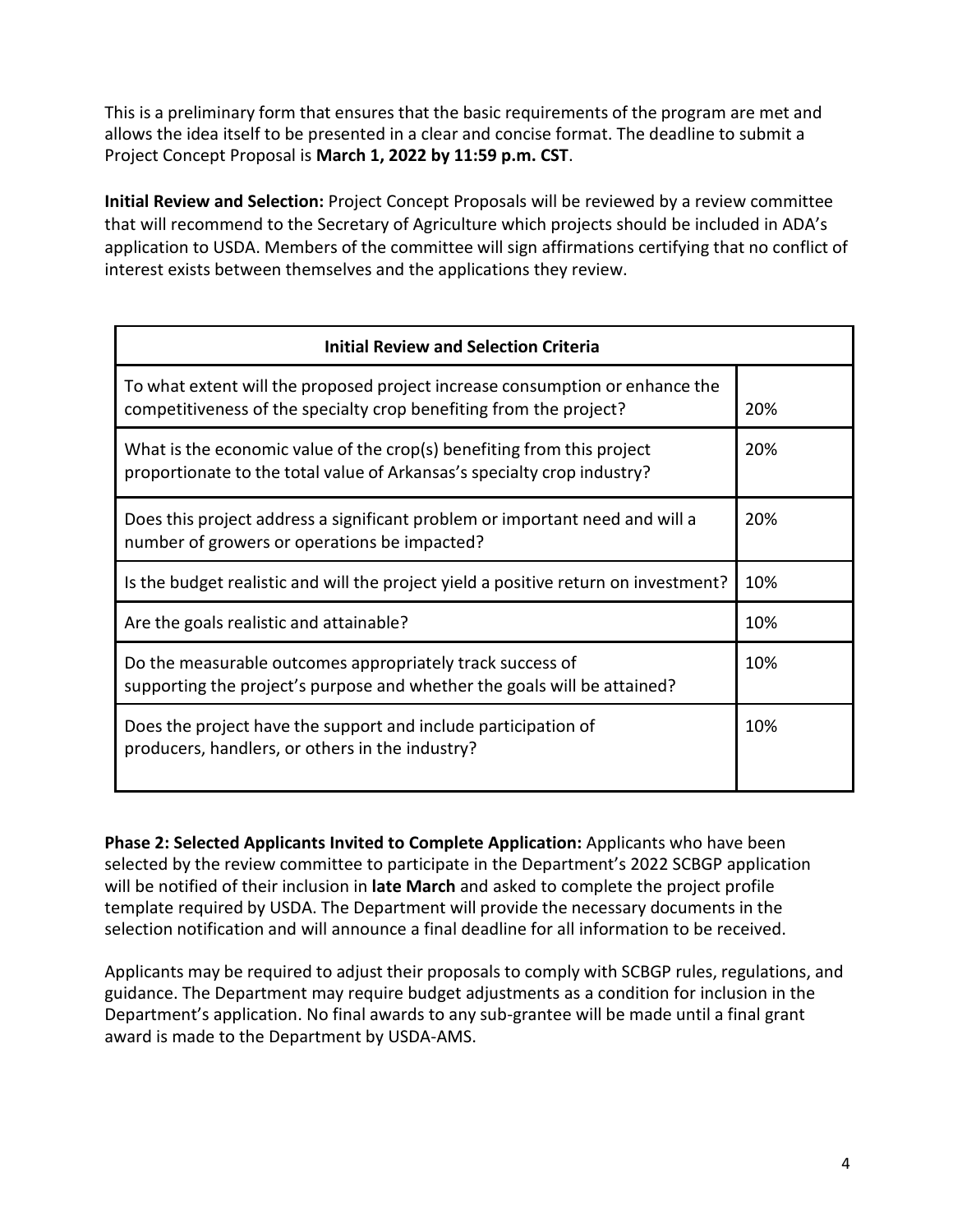This is a preliminary form that ensures that the basic requirements of the program are met and allows the idea itself to be presented in a clear and concise format. The deadline to submit a Project Concept Proposal is **March 1, 2022 by 11:59 p.m. CST**.

**Initial Review and Selection:** Project Concept Proposals will be reviewed by a review committee that will recommend to the Secretary of Agriculture which projects should be included in ADA's application to USDA. Members of the committee will sign affirmations certifying that no conflict of interest exists between themselves and the applications they review.

| **Initial Review and Selection Criteria** | |
|---|---|
| To what extent will the proposed project increase consumption or enhance the competitiveness of the specialty crop benefiting from the project? | 20% |
| What is the economic value of the crop(s) benefiting from this project proportionate to the total value of Arkansas's specialty crop industry? | 20% |
| Does this project address a significant problem or important need and will a number of growers or operations be impacted? | 20% |
| Is the budget realistic and will the project yield a positive return on investment? | 10% |
| Are the goals realistic and attainable? | 10% |
| Do the measurable outcomes appropriately track success of supporting the project's purpose and whether the goals will be attained? | 10% |
| Does the project have the support and include participation of producers, handlers, or others in the industry? | 10% |

**Phase 2: Selected Applicants Invited to Complete Application:** Applicants who have been selected by the review committee to participate in the Department's 2022 SCBGP application will be notified of their inclusion in **late March** and asked to complete the project profile template required by USDA. The Department will provide the necessary documents in the selection notification and will announce a final deadline for all information to be received.

Applicants may be required to adjust their proposals to comply with SCBGP rules, regulations, and guidance. The Department may require budget adjustments as a condition for inclusion in the Department's application. No final awards to any sub-grantee will be made until a final grant award is made to the Department by USDA-AMS.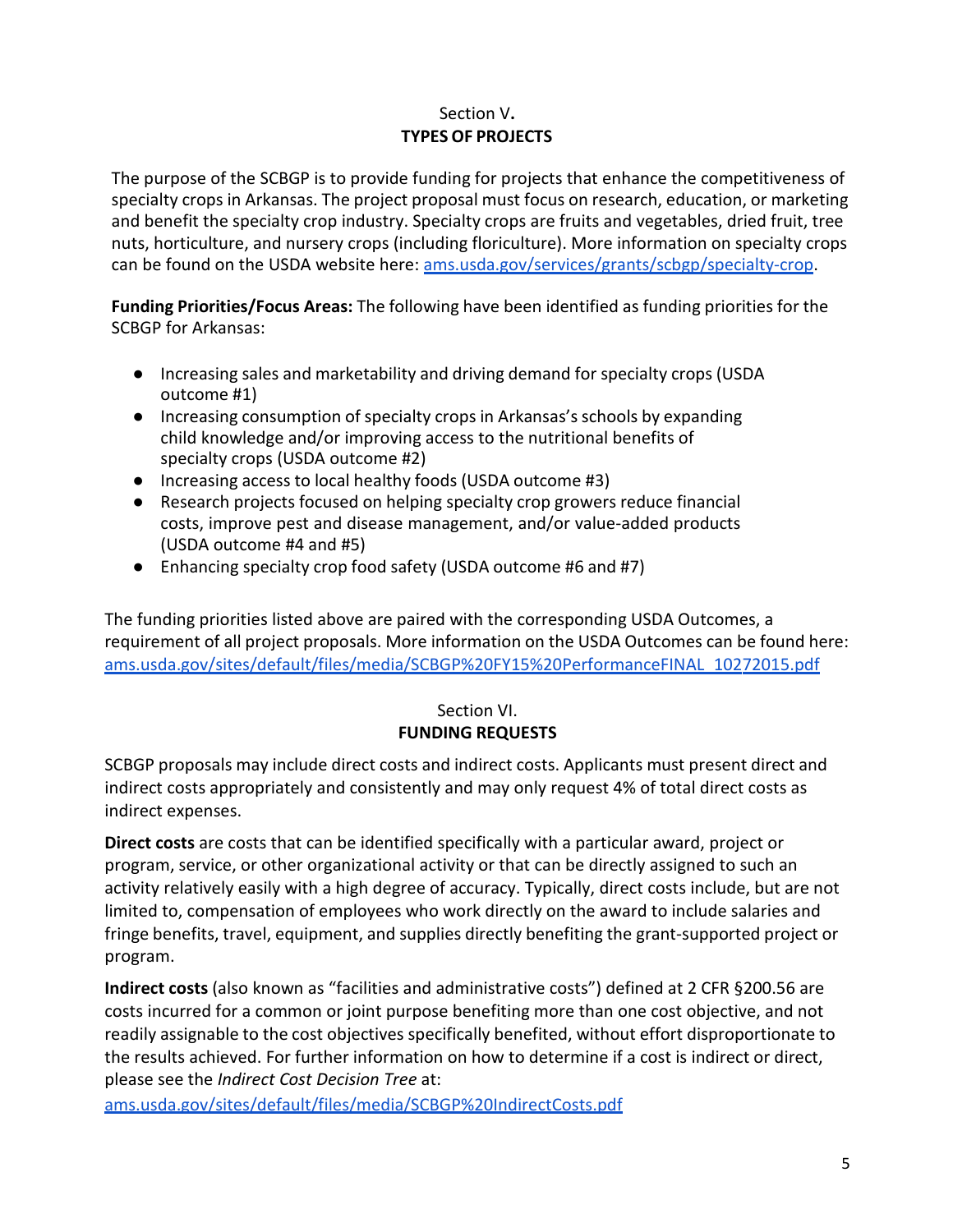## Section V.
## TYPES OF PROJECTS

The purpose of the SCBGP is to provide funding for projects that enhance the competitiveness of specialty crops in Arkansas. The project proposal must focus on research, education, or marketing and benefit the specialty crop industry. Specialty crops are fruits and vegetables, dried fruit, tree nuts, horticulture, and nursery crops (including floriculture). More information on specialty crops can be found on the USDA website here: [ams.usda.gov/services/grants/scbgp/specialty-crop](ams.usda.gov/services/grants/scbgp/specialty-crop).

**Funding Priorities/Focus Areas:** The following have been identified as funding priorities for the SCBGP for Arkansas:

- Increasing sales and marketability and driving demand for specialty crops (USDA outcome #1)
- Increasing consumption of specialty crops in Arkansas's schools by expanding child knowledge and/or improving access to the nutritional benefits of specialty crops (USDA outcome #2)
- Increasing access to local healthy foods (USDA outcome #3)
- Research projects focused on helping specialty crop growers reduce financial costs, improve pest and disease management, and/or value-added products (USDA outcome #4 and #5)
- Enhancing specialty crop food safety (USDA outcome #6 and #7)

The funding priorities listed above are paired with the corresponding USDA Outcomes, a requirement of all project proposals. More information on the USDA Outcomes can be found here: [ams.usda.gov/sites/default/files/media/SCBGP%20FY15%20PerformanceFINAL_10272015.pdf](ams.usda.gov/sites/default/files/media/SCBGP%20FY15%20PerformanceFINAL_10272015.pdf)

## Section VI.
## FUNDING REQUESTS

SCBGP proposals may include direct costs and indirect costs. Applicants must present direct and indirect costs appropriately and consistently and may only request 4% of total direct costs as indirect expenses.

**Direct costs** are costs that can be identified specifically with a particular award, project or program, service, or other organizational activity or that can be directly assigned to such an activity relatively easily with a high degree of accuracy. Typically, direct costs include, but are not limited to, compensation of employees who work directly on the award to include salaries and fringe benefits, travel, equipment, and supplies directly benefiting the grant-supported project or program.

**Indirect costs** (also known as "facilities and administrative costs") defined at 2 CFR §200.56 are costs incurred for a common or joint purpose benefiting more than one cost objective, and not readily assignable to the cost objectives specifically benefited, without effort disproportionate to the results achieved. For further information on how to determine if a cost is indirect or direct, please see the *Indirect Cost Decision Tree* at: [ams.usda.gov/sites/default/files/media/SCBGP%20IndirectCosts.pdf](ams.usda.gov/sites/default/files/media/SCBGP%20IndirectCosts.pdf)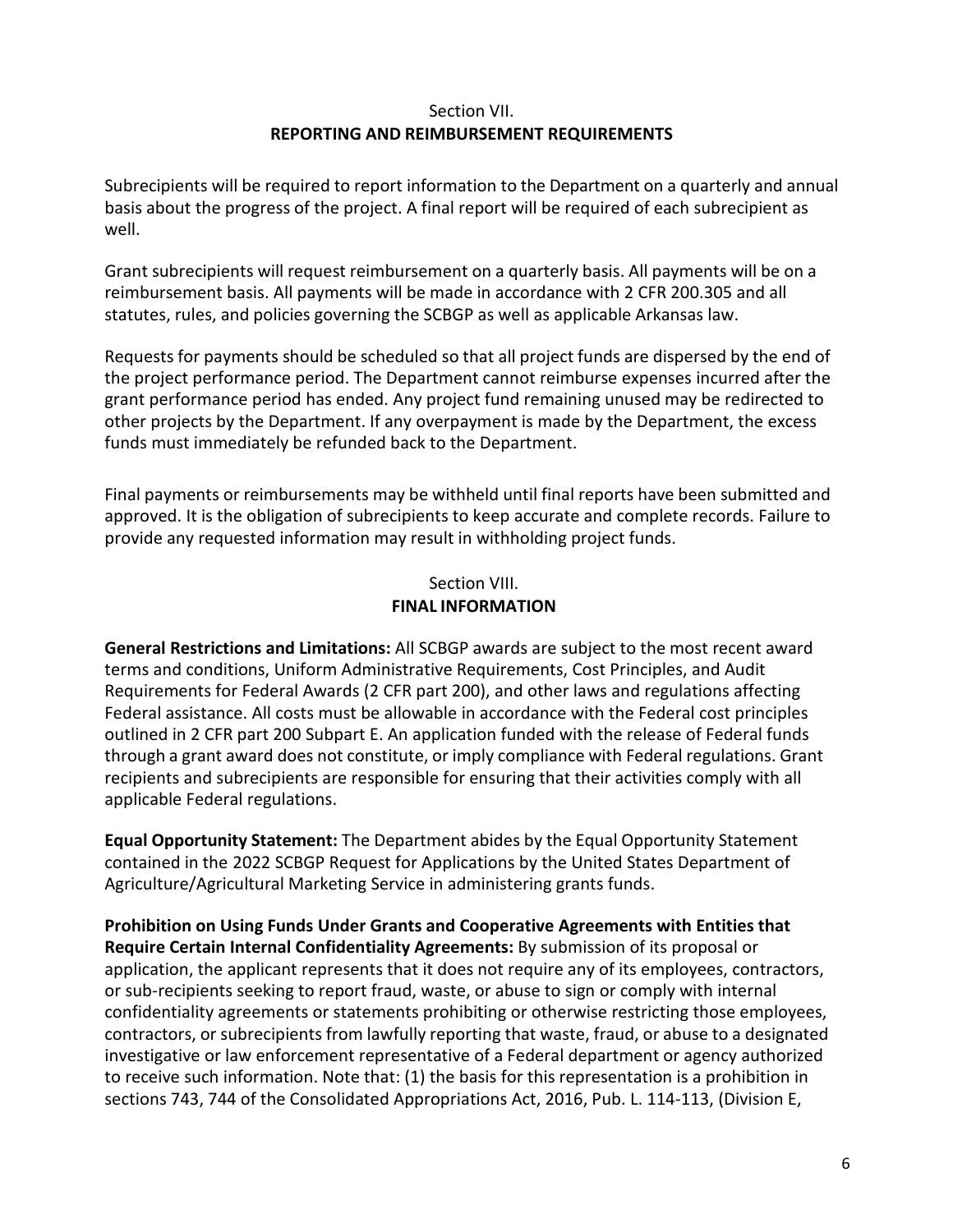## Section VII.
## REPORTING AND REIMBURSEMENT REQUIREMENTS

Subrecipients will be required to report information to the Department on a quarterly and annual basis about the progress of the project. A final report will be required of each subrecipient as well.

Grant subrecipients will request reimbursement on a quarterly basis. All payments will be on a reimbursement basis. All payments will be made in accordance with 2 CFR 200.305 and all statutes, rules, and policies governing the SCBGP as well as applicable Arkansas law.

Requests for payments should be scheduled so that all project funds are dispersed by the end of the project performance period. The Department cannot reimburse expenses incurred after the grant performance period has ended. Any project fund remaining unused may be redirected to other projects by the Department. If any overpayment is made by the Department, the excess funds must immediately be refunded back to the Department.

Final payments or reimbursements may be withheld until final reports have been submitted and approved. It is the obligation of subrecipients to keep accurate and complete records. Failure to provide any requested information may result in withholding project funds.

## Section VIII.
## FINAL INFORMATION

**General Restrictions and Limitations:** All SCBGP awards are subject to the most recent award terms and conditions, Uniform Administrative Requirements, Cost Principles, and Audit Requirements for Federal Awards (2 CFR part 200), and other laws and regulations affecting Federal assistance. All costs must be allowable in accordance with the Federal cost principles outlined in 2 CFR part 200 Subpart E. An application funded with the release of Federal funds through a grant award does not constitute, or imply compliance with Federal regulations. Grant recipients and subrecipients are responsible for ensuring that their activities comply with all applicable Federal regulations.

**Equal Opportunity Statement:** The Department abides by the Equal Opportunity Statement contained in the 2022 SCBGP Request for Applications by the United States Department of Agriculture/Agricultural Marketing Service in administering grants funds.

**Prohibition on Using Funds Under Grants and Cooperative Agreements with Entities that Require Certain Internal Confidentiality Agreements:** By submission of its proposal or application, the applicant represents that it does not require any of its employees, contractors, or sub-recipients seeking to report fraud, waste, or abuse to sign or comply with internal confidentiality agreements or statements prohibiting or otherwise restricting those employees, contractors, or subrecipients from lawfully reporting that waste, fraud, or abuse to a designated investigative or law enforcement representative of a Federal department or agency authorized to receive such information. Note that: (1) the basis for this representation is a prohibition in sections 743, 744 of the Consolidated Appropriations Act, 2016, Pub. L. 114-113, (Division E,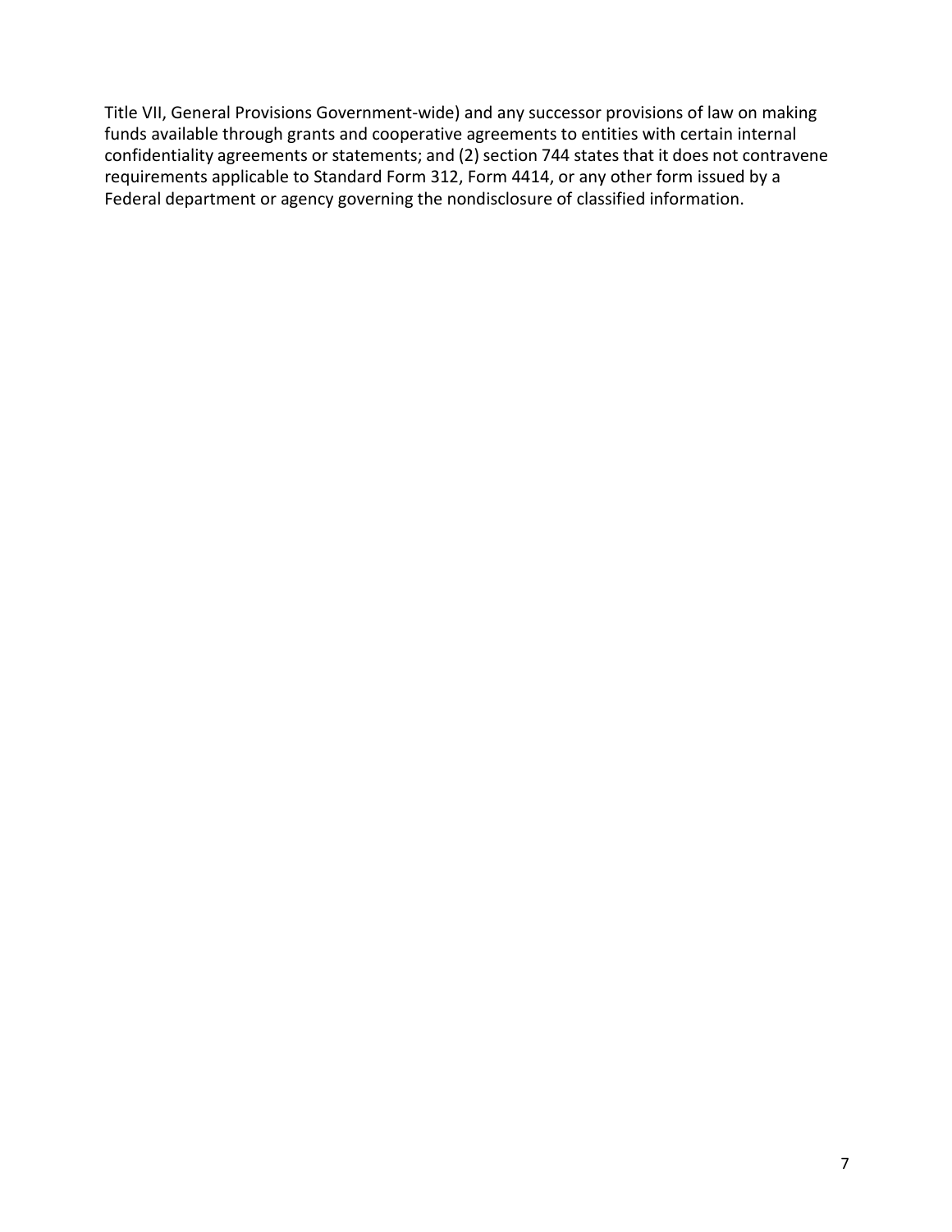Title VII, General Provisions Government-wide) and any successor provisions of law on making funds available through grants and cooperative agreements to entities with certain internal confidentiality agreements or statements; and (2) section 744 states that it does not contravene requirements applicable to Standard Form 312, Form 4414, or any other form issued by a Federal department or agency governing the nondisclosure of classified information.